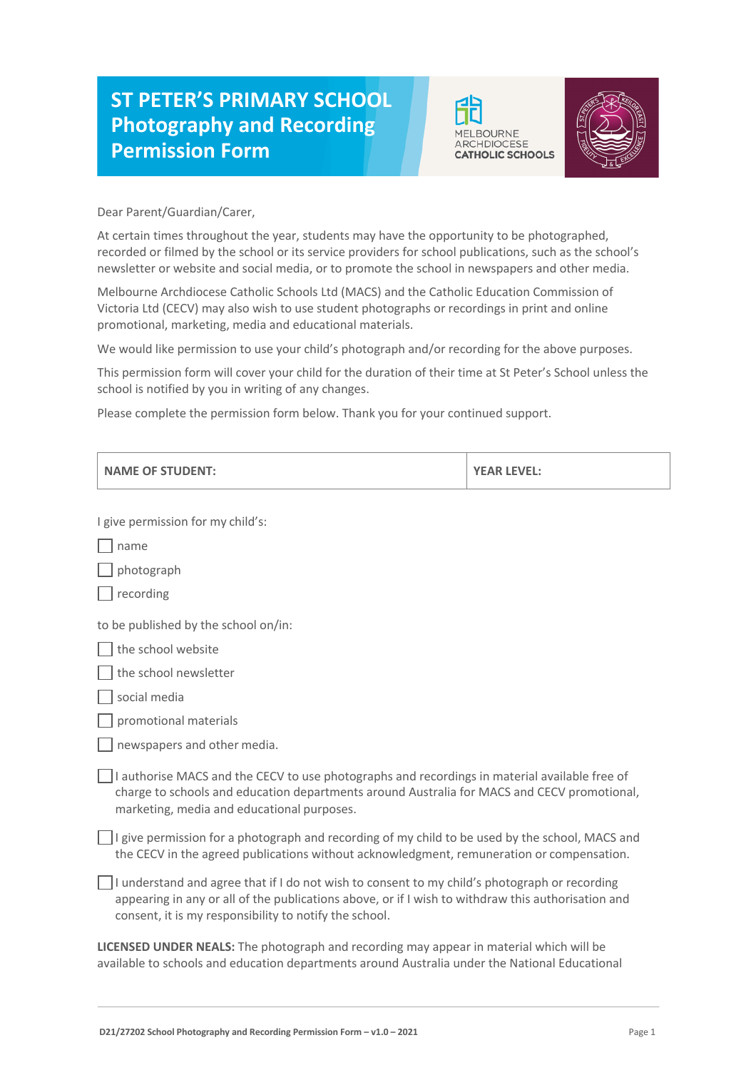# ST PETER'S PRIMARY SCHOOL Photography and Recording Permission Form

MELBOURNE ARCHDIOCESE CATHOLIC SCHOOLS

Dear Parent/Guardian/Carer,

At certain times throughout the year, students may have the opportunity to be photographed, recorded or filmed by the school or its service providers for school publications, such as the school's newsletter or website and social media, or to promote the school in newspapers and other media.

Melbourne Archdiocese Catholic Schools Ltd (MACS) and the Catholic Education Commission of Victoria Ltd (CECV) may also wish to use student photographs or recordings in print and online promotional, marketing, media and educational materials.

We would like permission to use your child's photograph and/or recording for the above purposes.

This permission form will cover your child for the duration of their time at St Peter's School unless the school is notified by you in writing of any changes.

Please complete the permission form below. Thank you for your continued support.

| NAME OF STUDENT: | YEAR LEVEL: |
|---|---|

I give permission for my child's:

- ☐ name
- ☐ photograph
- ☐ recording

to be published by the school on/in:

- ☐ the school website
- ☐ the school newsletter
- ☐ social media
- ☐ promotional materials
- ☐ newspapers and other media.

☐ I authorise MACS and the CECV to use photographs and recordings in material available free of charge to schools and education departments around Australia for MACS and CECV promotional, marketing, media and educational purposes.

☐ I give permission for a photograph and recording of my child to be used by the school, MACS and the CECV in the agreed publications without acknowledgment, remuneration or compensation.

☐ I understand and agree that if I do not wish to consent to my child's photograph or recording appearing in any or all of the publications above, or if I wish to withdraw this authorisation and consent, it is my responsibility to notify the school.

**LICENSED UNDER NEALS:** The photograph and recording may appear in material which will be available to schools and education departments around Australia under the National Educational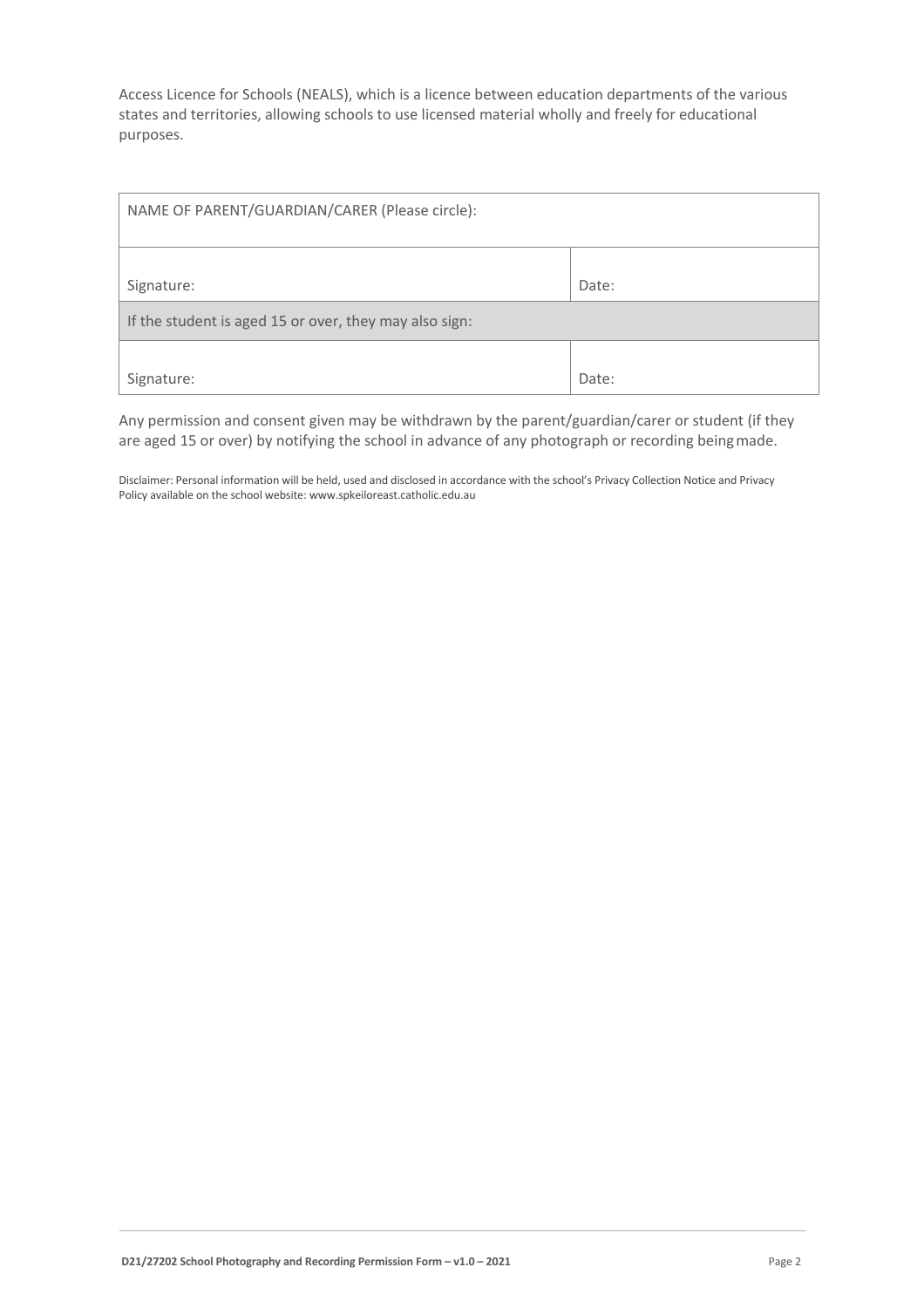Access Licence for Schools (NEALS), which is a licence between education departments of the various states and territories, allowing schools to use licensed material wholly and freely for educational purposes.

| | |
|---|---|
| NAME OF PARENT/GUARDIAN/CARER (Please circle): | |
| Signature: | Date: |
| If the student is aged 15 or over, they may also sign: | |
| Signature: | Date: |

Any permission and consent given may be withdrawn by the parent/guardian/carer or student (if they are aged 15 or over) by notifying the school in advance of any photograph or recording being made.

Disclaimer: Personal information will be held, used and disclosed in accordance with the school's Privacy Collection Notice and Privacy Policy available on the school website: www.spkeiloreast.catholic.edu.au